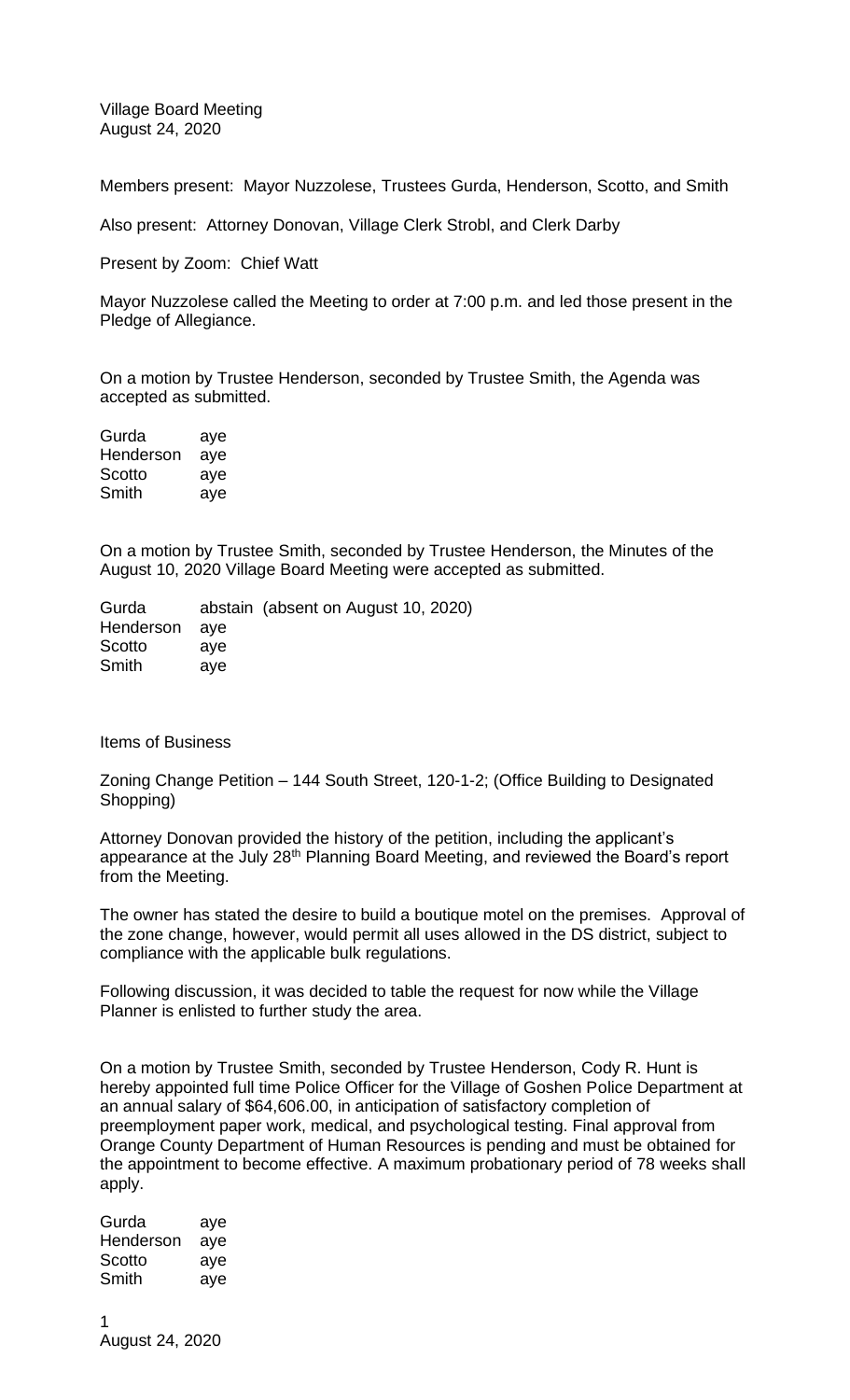Village Board Meeting
August 24, 2020

Members present: Mayor Nuzzolese, Trustees Gurda, Henderson, Scotto, and Smith

Also present: Attorney Donovan, Village Clerk Strobl, and Clerk Darby

Present by Zoom: Chief Watt

Mayor Nuzzolese called the Meeting to order at 7:00 p.m. and led those present in the Pledge of Allegiance.

On a motion by Trustee Henderson, seconded by Trustee Smith, the Agenda was accepted as submitted.

| | |
|---|---|
| Gurda | aye |
| Henderson | aye |
| Scotto | aye |
| Smith | aye |

On a motion by Trustee Smith, seconded by Trustee Henderson, the Minutes of the August 10, 2020 Village Board Meeting were accepted as submitted.

| | |
|---|---|
| Gurda | abstain (absent on August 10, 2020) |
| Henderson | aye |
| Scotto | aye |
| Smith | aye |

Items of Business

Zoning Change Petition – 144 South Street, 120-1-2; (Office Building to Designated Shopping)

Attorney Donovan provided the history of the petition, including the applicant's appearance at the July 28th Planning Board Meeting, and reviewed the Board's report from the Meeting.

The owner has stated the desire to build a boutique motel on the premises. Approval of the zone change, however, would permit all uses allowed in the DS district, subject to compliance with the applicable bulk regulations.

Following discussion, it was decided to table the request for now while the Village Planner is enlisted to further study the area.

On a motion by Trustee Smith, seconded by Trustee Henderson, Cody R. Hunt is hereby appointed full time Police Officer for the Village of Goshen Police Department at an annual salary of $64,606.00, in anticipation of satisfactory completion of preemployment paper work, medical, and psychological testing. Final approval from Orange County Department of Human Resources is pending and must be obtained for the appointment to become effective. A maximum probationary period of 78 weeks shall apply.

| | |
|---|---|
| Gurda | aye |
| Henderson | aye |
| Scotto | aye |
| Smith | aye |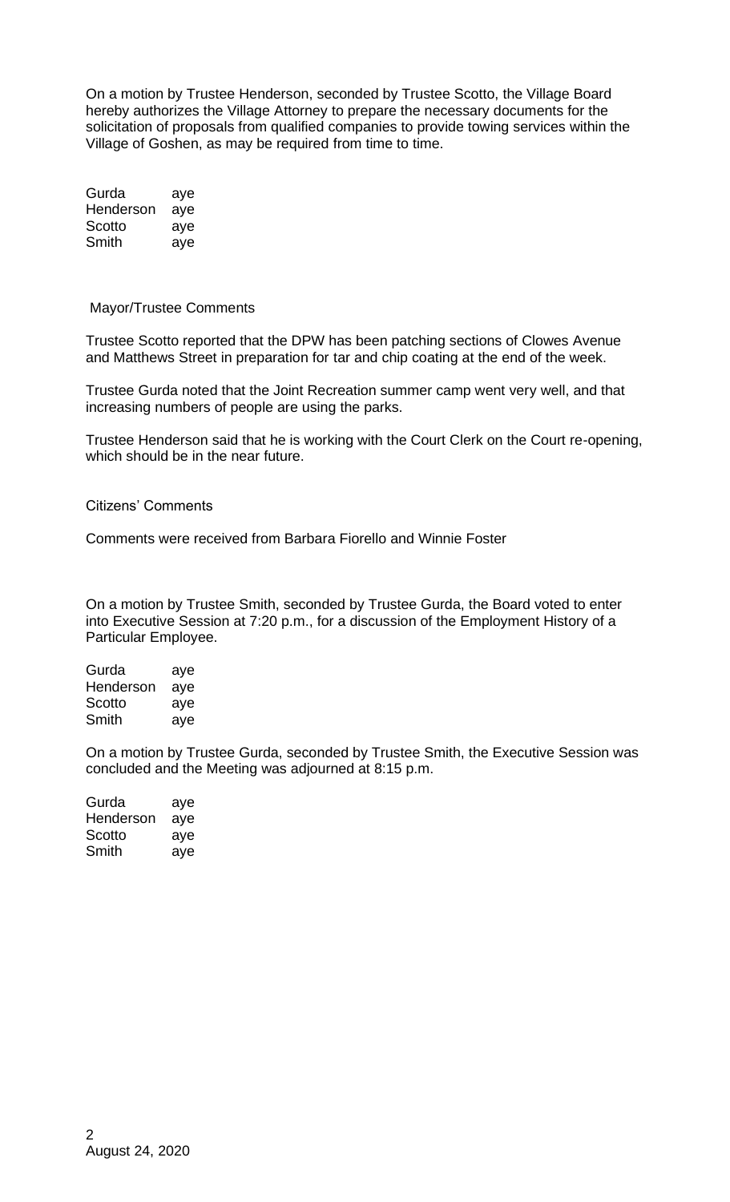On a motion by Trustee Henderson, seconded by Trustee Scotto, the Village Board hereby authorizes the Village Attorney to prepare the necessary documents for the solicitation of proposals from qualified companies to provide towing services within the Village of Goshen, as may be required from time to time.

| | |
|---|---|
| Gurda | aye |
| Henderson | aye |
| Scotto | aye |
| Smith | aye |

Mayor/Trustee Comments

Trustee Scotto reported that the DPW has been patching sections of Clowes Avenue and Matthews Street in preparation for tar and chip coating at the end of the week.

Trustee Gurda noted that the Joint Recreation summer camp went very well, and that increasing numbers of people are using the parks.

Trustee Henderson said that he is working with the Court Clerk on the Court re-opening, which should be in the near future.

Citizens' Comments

Comments were received from Barbara Fiorello and Winnie Foster

On a motion by Trustee Smith, seconded by Trustee Gurda, the Board voted to enter into Executive Session at 7:20 p.m., for a discussion of the Employment History of a Particular Employee.

| | |
|---|---|
| Gurda | aye |
| Henderson | aye |
| Scotto | aye |
| Smith | aye |

On a motion by Trustee Gurda, seconded by Trustee Smith, the Executive Session was concluded and the Meeting was adjourned at 8:15 p.m.

| | |
|---|---|
| Gurda | aye |
| Henderson | aye |
| Scotto | aye |
| Smith | aye |

August 24, 2020